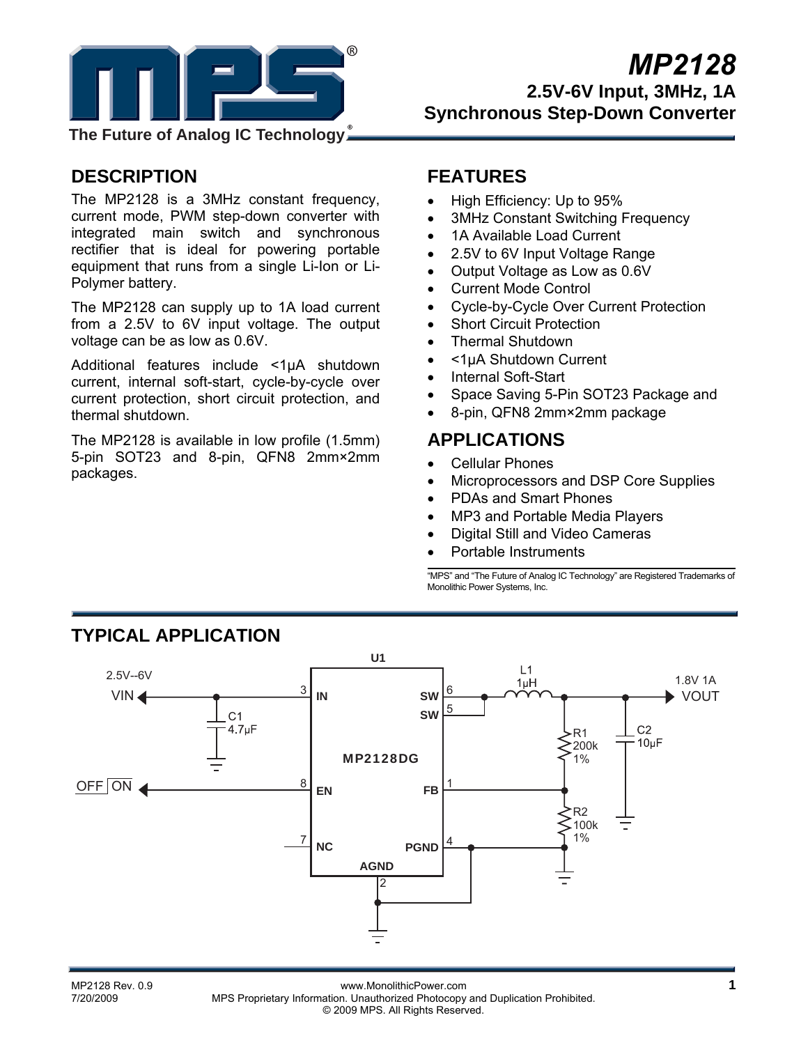# MP2128

## 2.5V-6V Input, 3MHz, 1A Synchronous Step-Down Converter

The Future of Analog IC Technology®

## DESCRIPTION

The MP2128 is a 3MHz constant frequency, current mode, PWM step-down converter with integrated main switch and synchronous rectifier that is ideal for powering portable equipment that runs from a single Li-Ion or Li-Polymer battery.

The MP2128 can supply up to 1A load current from a 2.5V to 6V input voltage. The output voltage can be as low as 0.6V.

Additional features include <1μA shutdown current, internal soft-start, cycle-by-cycle over current protection, short circuit protection, and thermal shutdown.

The MP2128 is available in low profile (1.5mm) 5-pin SOT23 and 8-pin, QFN8 2mm×2mm packages.

## FEATURES

- High Efficiency: Up to 95%
- 3MHz Constant Switching Frequency
- 1A Available Load Current
- 2.5V to 6V Input Voltage Range
- Output Voltage as Low as 0.6V
- Current Mode Control
- Cycle-by-Cycle Over Current Protection
- Short Circuit Protection
- Thermal Shutdown
- <1μA Shutdown Current
- Internal Soft-Start
- Space Saving 5-Pin SOT23 Package and
- 8-pin, QFN8 2mm×2mm package

## APPLICATIONS

- Cellular Phones
- Microprocessors and DSP Core Supplies
- PDAs and Smart Phones
- MP3 and Portable Media Players
- Digital Still and Video Cameras
- Portable Instruments

"MPS" and "The Future of Analog IC Technology" are Registered Trademarks of Monolithic Power Systems, Inc.

## TYPICAL APPLICATION

U1 MP2128DG — VIN 2.5V--6V (pin 3 IN), C1 4.7μF; OFF/ON (pin 8 EN); pin 7 NC; pin 2 AGND; SW pins 6, 5 → L1 1μH → VOUT 1.8V 1A; C2 10μF; R1 200k 1%, R2 100k 1% to FB (pin 1); PGND pin 4.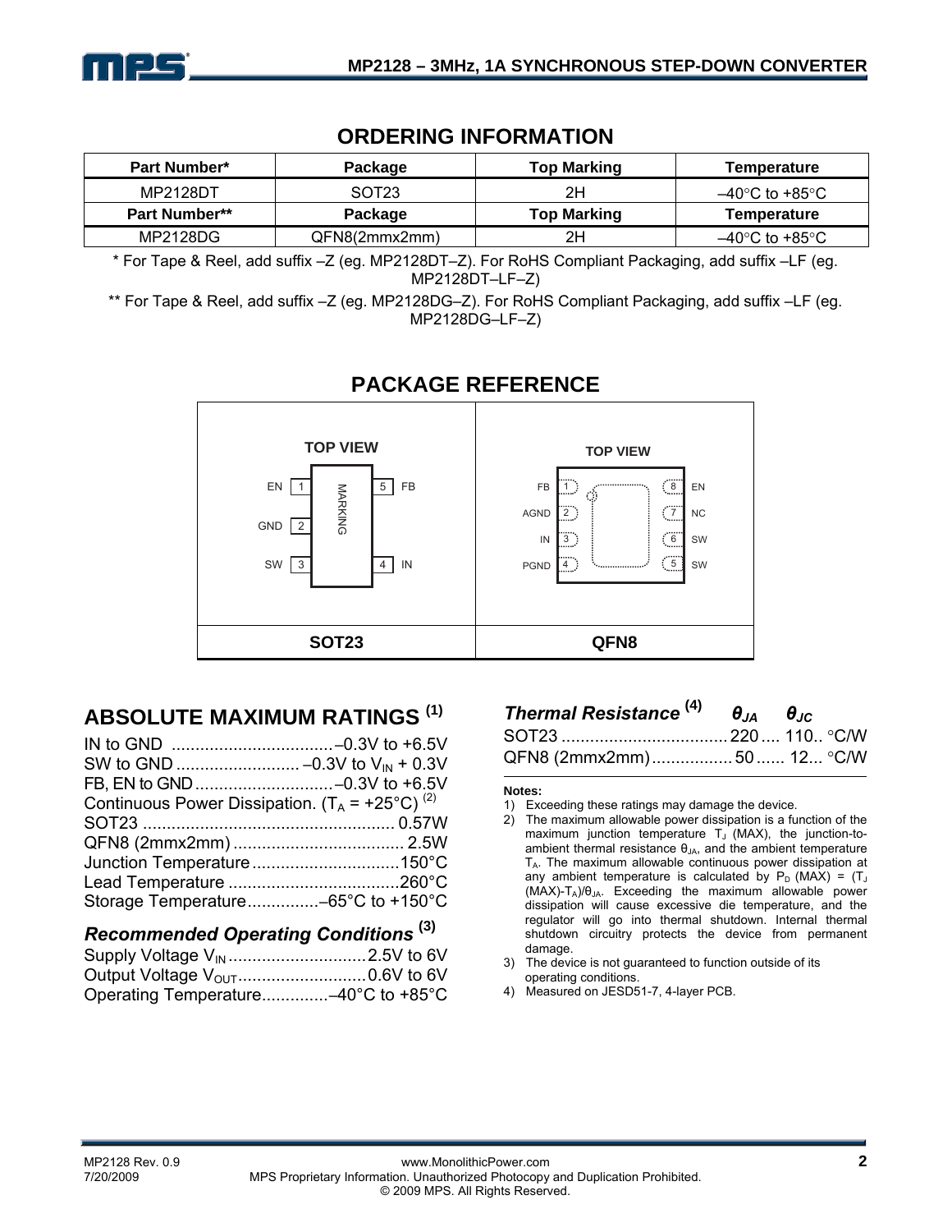## ORDERING INFORMATION

| Part Number* | Package | Top Marking | Temperature |
|---|---|---|---|
| MP2128DT | SOT23 | 2H | –40°C to +85°C |
| **Part Number**** | **Package** | **Top Marking** | **Temperature** |
| MP2128DG | QFN8(2mmx2mm) | 2H | –40°C to +85°C |

* For Tape & Reel, add suffix –Z (eg. MP2128DT–Z). For RoHS Compliant Packaging, add suffix –LF (eg. MP2128DT–LF–Z)

** For Tape & Reel, add suffix –Z (eg. MP2128DG–Z). For RoHS Compliant Packaging, add suffix –LF (eg. MP2128DG–LF–Z)

## PACKAGE REFERENCE

| SOT23 | QFN8 |
|---|---|
| TOP VIEW: EN 1, GND 2, SW 3, IN 4, FB 5 (MARKING) | TOP VIEW: FB 1, AGND 2, IN 3, PGND 4, SW 5, SW 6, NC 7, EN 8 |

## ABSOLUTE MAXIMUM RATINGS (1)

IN to GND .................................. –0.3V to +6.5V
SW to GND .......................... –0.3V to $V_{IN}$ + 0.3V
FB, EN to GND ............................ –0.3V to +6.5V
Continuous Power Dissipation. ($T_A$ = +25°C) (2)
SOT23 ..................................................... 0.57W
QFN8 (2mmx2mm) .................................... 2.5W
Junction Temperature ...............................150°C
Lead Temperature ....................................260°C
Storage Temperature...............–65°C to +150°C

### Recommended Operating Conditions (3)

Supply Voltage $V_{IN}$ ............................. 2.5V to 6V
Output Voltage $V_{OUT}$ ........................... 0.6V to 6V
Operating Temperature..............–40°C to +85°C

### Thermal Resistance (4)

| | $\theta_{JA}$ | $\theta_{JC}$ | |
|---|---|---|---|
| SOT23 | 220 | 110 | °C/W |
| QFN8 (2mmx2mm) | 50 | 12 | °C/W |

**Notes:**

1) Exceeding these ratings may damage the device.
2) The maximum allowable power dissipation is a function of the maximum junction temperature $T_J$ (MAX), the junction-to-ambient thermal resistance $\theta_{JA}$, and the ambient temperature $T_A$. The maximum allowable continuous power dissipation at any ambient temperature is calculated by $P_D$ (MAX) = ($T_J$ (MAX)-$T_A$)/$\theta_{JA}$. Exceeding the maximum allowable power dissipation will cause excessive die temperature, and the regulator will go into thermal shutdown. Internal thermal shutdown circuitry protects the device from permanent damage.
3) The device is not guaranteed to function outside of its operating conditions.
4) Measured on JESD51-7, 4-layer PCB.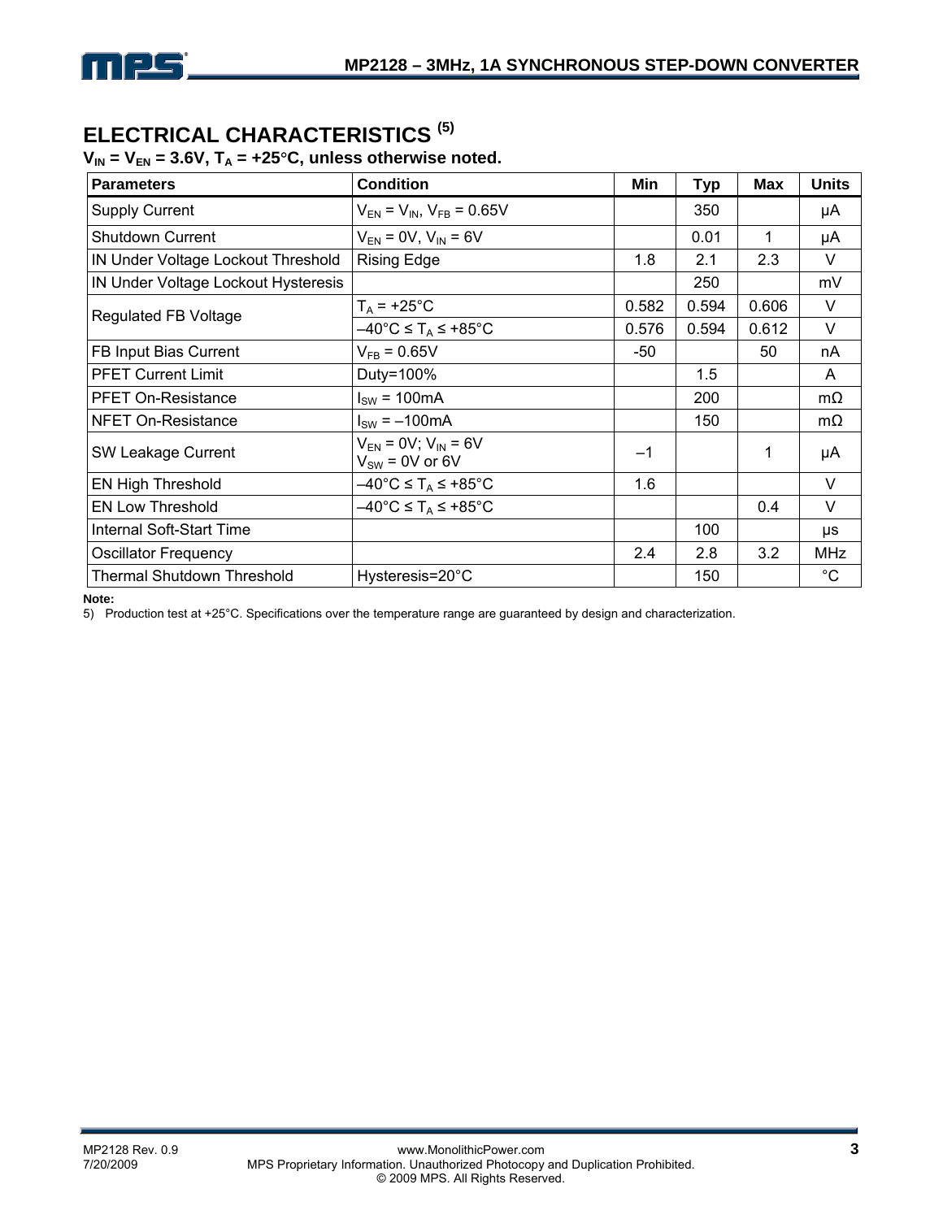## ELECTRICAL CHARACTERISTICS (5)

**$V_{IN}$ = $V_{EN}$ = 3.6V, $T_A$ = +25°C, unless otherwise noted.**

| Parameters | Condition | Min | Typ | Max | Units |
|---|---|---|---|---|---|
| Supply Current | $V_{EN}$ = $V_{IN}$, $V_{FB}$ = 0.65V | | 350 | | µA |
| Shutdown Current | $V_{EN}$ = 0V, $V_{IN}$ = 6V | | 0.01 | 1 | µA |
| IN Under Voltage Lockout Threshold | Rising Edge | 1.8 | 2.1 | 2.3 | V |
| IN Under Voltage Lockout Hysteresis | | | 250 | | mV |
| Regulated FB Voltage | $T_A$ = +25°C | 0.582 | 0.594 | 0.606 | V |
| | –40°C ≤ $T_A$ ≤ +85°C | 0.576 | 0.594 | 0.612 | V |
| FB Input Bias Current | $V_{FB}$ = 0.65V | -50 | | 50 | nA |
| PFET Current Limit | Duty=100% | | 1.5 | | A |
| PFET On-Resistance | $I_{SW}$ = 100mA | | 200 | | mΩ |
| NFET On-Resistance | $I_{SW}$ = –100mA | | 150 | | mΩ |
| SW Leakage Current | $V_{EN}$ = 0V; $V_{IN}$ = 6V $V_{SW}$ = 0V or 6V | –1 | | 1 | µA |
| EN High Threshold | –40°C ≤ $T_A$ ≤ +85°C | 1.6 | | | V |
| EN Low Threshold | –40°C ≤ $T_A$ ≤ +85°C | | | 0.4 | V |
| Internal Soft-Start Time | | | 100 | | µs |
| Oscillator Frequency | | 2.4 | 2.8 | 3.2 | MHz |
| Thermal Shutdown Threshold | Hysteresis=20°C | | 150 | | °C |

**Note:**

5) Production test at +25°C. Specifications over the temperature range are guaranteed by design and characterization.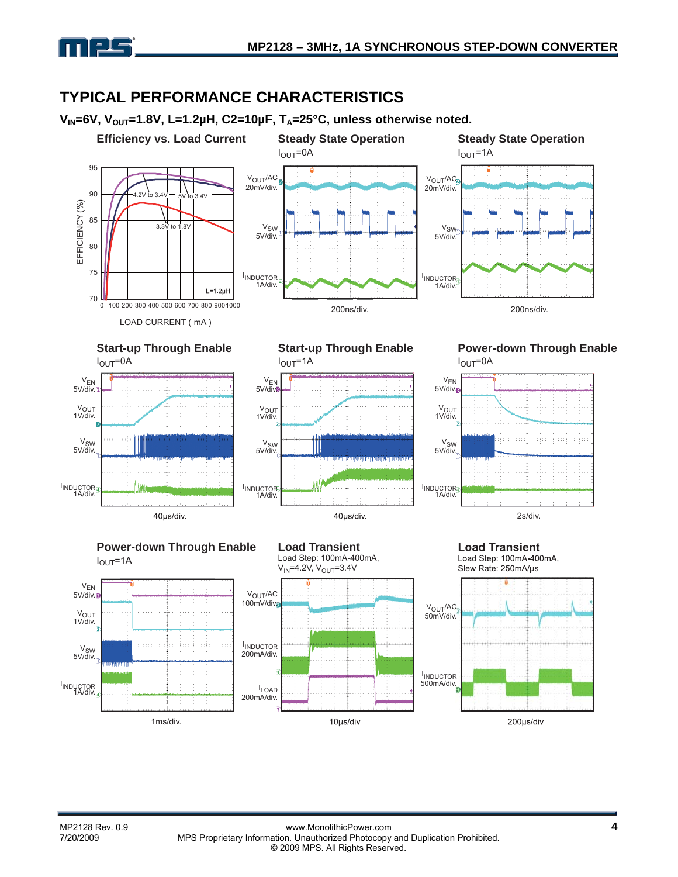## TYPICAL PERFORMANCE CHARACTERISTICS

**$V_{IN}$=6V, $V_{OUT}$=1.8V, L=1.2µH, C2=10µF, $T_A$=25°C, unless otherwise noted.**

**Efficiency vs. Load Current**

EFFICIENCY (%): 70, 75, 80, 85, 90, 95

LOAD CURRENT ( mA ): 0, 100, 200, 300, 400, 500, 600, 700, 800, 900, 1000

4.2V to 3.4V, 5V to 3.4V, 3.3V to 1.8V, L=1.2µH

**Steady State Operation**

$I_{OUT}$=0A

$V_{OUT}$/AC 20mV/div.; $V_{SW}$ 5V/div.; $I_{INDUCTOR}$ 1A/div.; 200ns/div.

**Steady State Operation**

$I_{OUT}$=1A

$V_{OUT}$/AC 20mV/div.; $V_{SW}$ 5V/div.; $I_{INDUCTOR}$ 1A/div.; 200ns/div.

**Start-up Through Enable**

$I_{OUT}$=0A

$V_{EN}$ 5V/div.; $V_{OUT}$ 1V/div.; $V_{SW}$ 5V/div.; $I_{INDUCTOR}$ 1A/div.; 40µs/div.

**Start-up Through Enable**

$I_{OUT}$=1A

$V_{EN}$ 5V/div.; $V_{OUT}$ 1V/div.; $V_{SW}$ 5V/div.; $I_{INDUCTOR}$ 1A/div.; 40µs/div.

**Power-down Through Enable**

$I_{OUT}$=0A

$V_{EN}$ 5V/div.; $V_{OUT}$ 1V/div.; $V_{SW}$ 5V/div.; $I_{INDUCTOR}$ 1A/div.; 2s/div.

**Power-down Through Enable**

$I_{OUT}$=1A

$V_{EN}$ 5V/div.; $V_{OUT}$ 1V/div.; $V_{SW}$ 5V/div.; $I_{INDUCTOR}$ 1A/div.; 1ms/div.

**Load Transient**

Load Step: 100mA-400mA, $V_{IN}$=4.2V, $V_{OUT}$=3.4V

$V_{OUT}$/AC 100mV/div.; $I_{INDUCTOR}$ 200mA/div.; $I_{LOAD}$ 200mA/div.; 10µs/div.

**Load Transient**

Load Step: 100mA-400mA, Slew Rate: 250mA/µs

$V_{OUT}$/AC 50mV/div.; $I_{INDUCTOR}$ 500mA/div.; 200µs/div.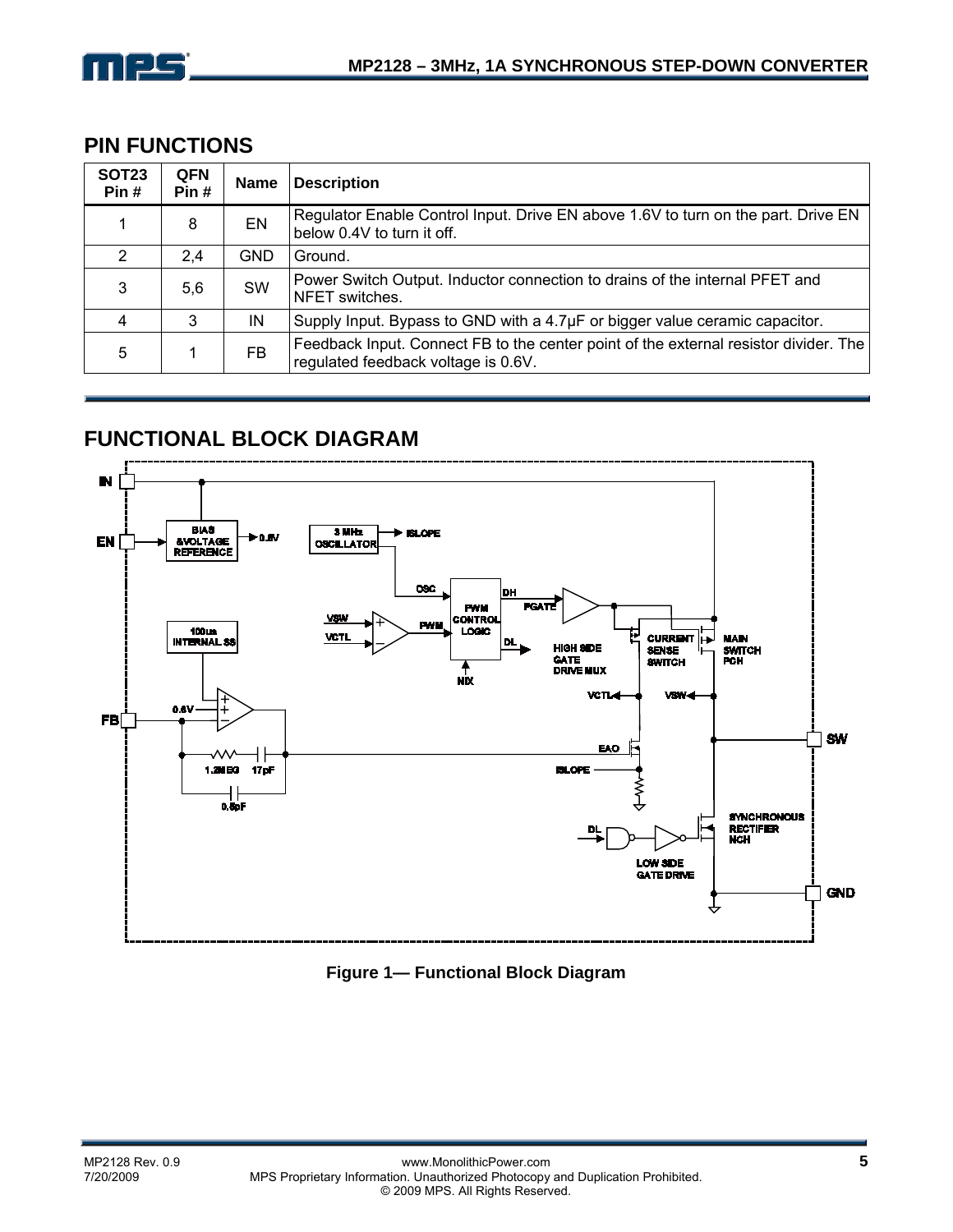## PIN FUNCTIONS

| SOT23 Pin # | QFN Pin # | Name | Description |
|---|---|---|---|
| 1 | 8 | EN | Regulator Enable Control Input. Drive EN above 1.6V to turn on the part. Drive EN below 0.4V to turn it off. |
| 2 | 2,4 | GND | Ground. |
| 3 | 5,6 | SW | Power Switch Output. Inductor connection to drains of the internal PFET and NFET switches. |
| 4 | 3 | IN | Supply Input. Bypass to GND with a 4.7μF or bigger value ceramic capacitor. |
| 5 | 1 | FB | Feedback Input. Connect FB to the center point of the external resistor divider. The regulated feedback voltage is 0.6V. |

## FUNCTIONAL BLOCK DIAGRAM

Figure 1— Functional Block Diagram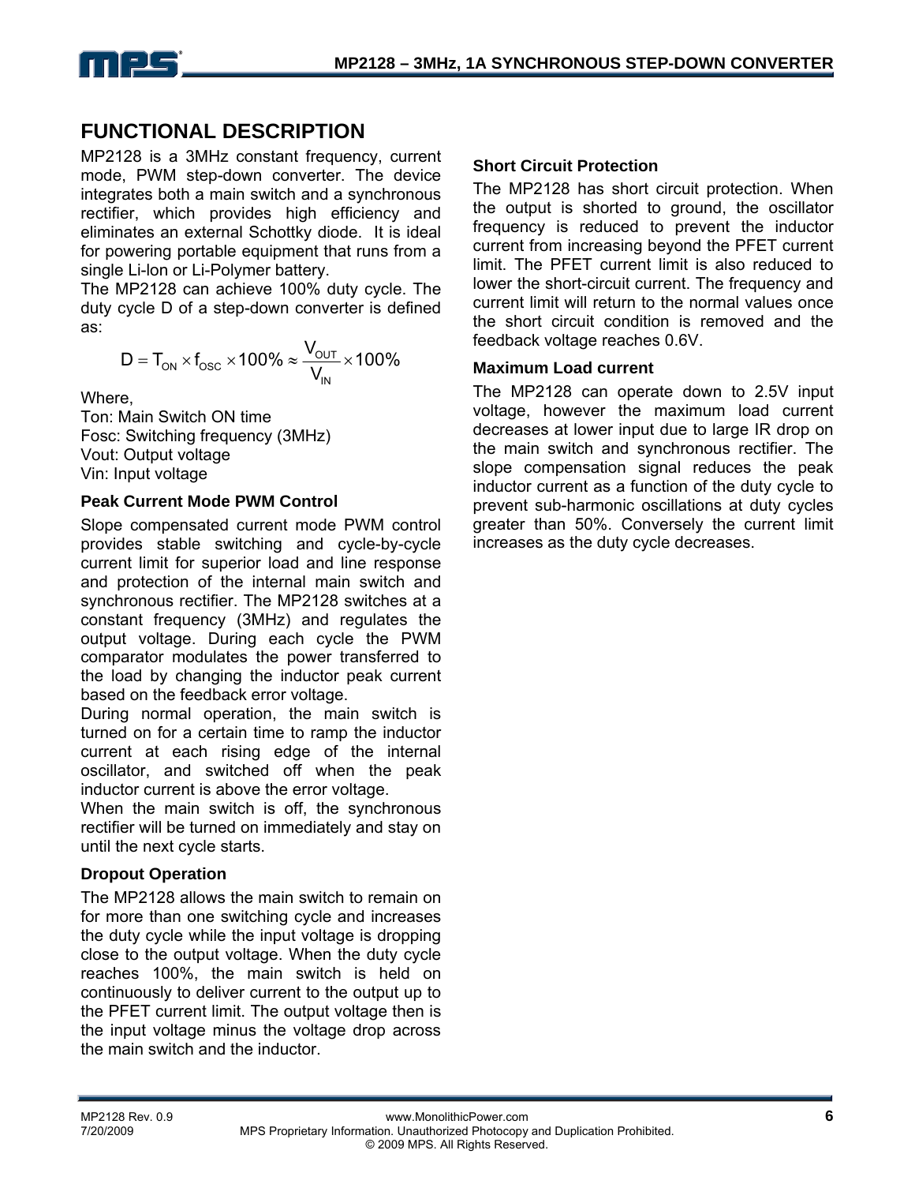## FUNCTIONAL DESCRIPTION

MP2128 is a 3MHz constant frequency, current mode, PWM step-down converter. The device integrates both a main switch and a synchronous rectifier, which provides high efficiency and eliminates an external Schottky diode. It is ideal for powering portable equipment that runs from a single Li-Ion or Li-Polymer battery.

The MP2128 can achieve 100% duty cycle. The duty cycle D of a step-down converter is defined as:

$$D = T_{ON} \times f_{OSC} \times 100\% \approx \frac{V_{OUT}}{V_{IN}} \times 100\%$$

Where,

Ton: Main Switch ON time
Fosc: Switching frequency (3MHz)
Vout: Output voltage
Vin: Input voltage

### Peak Current Mode PWM Control

Slope compensated current mode PWM control provides stable switching and cycle-by-cycle current limit for superior load and line response and protection of the internal main switch and synchronous rectifier. The MP2128 switches at a constant frequency (3MHz) and regulates the output voltage. During each cycle the PWM comparator modulates the power transferred to the load by changing the inductor peak current based on the feedback error voltage.

During normal operation, the main switch is turned on for a certain time to ramp the inductor current at each rising edge of the internal oscillator, and switched off when the peak inductor current is above the error voltage.

When the main switch is off, the synchronous rectifier will be turned on immediately and stay on until the next cycle starts.

### Dropout Operation

The MP2128 allows the main switch to remain on for more than one switching cycle and increases the duty cycle while the input voltage is dropping close to the output voltage. When the duty cycle reaches 100%, the main switch is held on continuously to deliver current to the output up to the PFET current limit. The output voltage then is the input voltage minus the voltage drop across the main switch and the inductor.

### Short Circuit Protection

The MP2128 has short circuit protection. When the output is shorted to ground, the oscillator frequency is reduced to prevent the inductor current from increasing beyond the PFET current limit. The PFET current limit is also reduced to lower the short-circuit current. The frequency and current limit will return to the normal values once the short circuit condition is removed and the feedback voltage reaches 0.6V.

### Maximum Load current

The MP2128 can operate down to 2.5V input voltage, however the maximum load current decreases at lower input due to large IR drop on the main switch and synchronous rectifier. The slope compensation signal reduces the peak inductor current as a function of the duty cycle to prevent sub-harmonic oscillations at duty cycles greater than 50%. Conversely the current limit increases as the duty cycle decreases.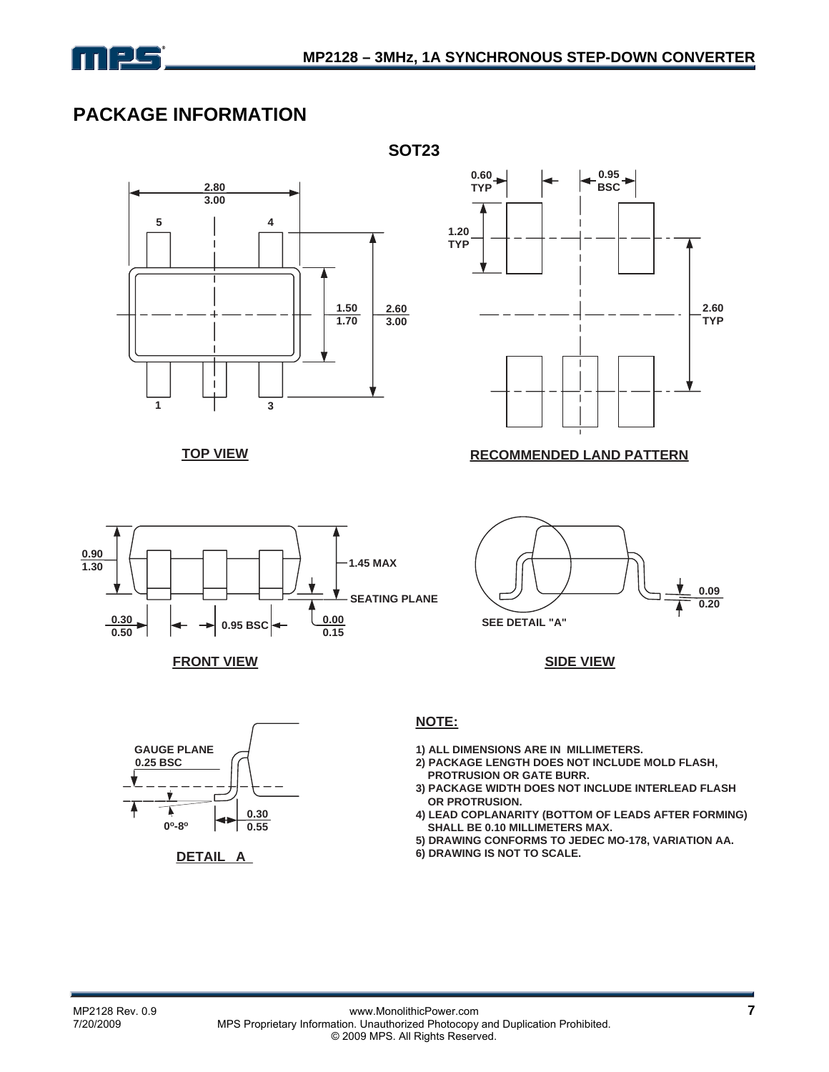## PACKAGE INFORMATION

### SOT23

TOP VIEW

RECOMMENDED LAND PATTERN

FRONT VIEW

SIDE VIEW

DETAIL A

**NOTE:**

1) ALL DIMENSIONS ARE IN MILLIMETERS.
2) PACKAGE LENGTH DOES NOT INCLUDE MOLD FLASH, PROTRUSION OR GATE BURR.
3) PACKAGE WIDTH DOES NOT INCLUDE INTERLEAD FLASH OR PROTRUSION.
4) LEAD COPLANARITY (BOTTOM OF LEADS AFTER FORMING) SHALL BE 0.10 MILLIMETERS MAX.
5) DRAWING CONFORMS TO JEDEC MO-178, VARIATION AA.
6) DRAWING IS NOT TO SCALE.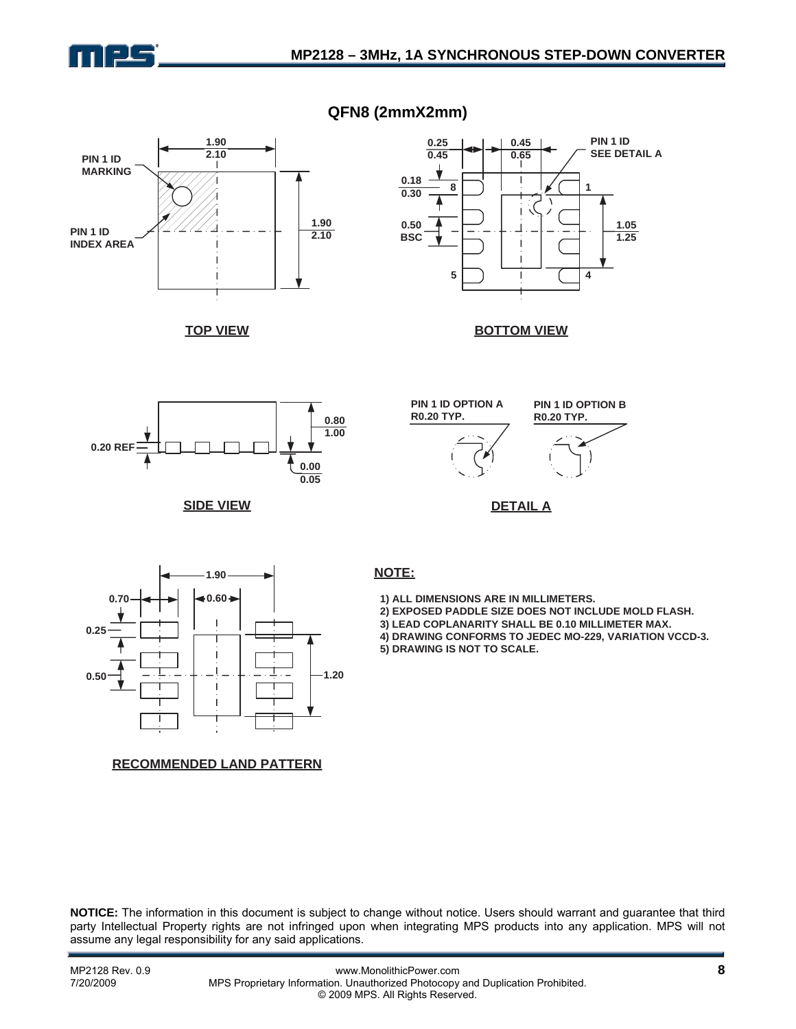## QFN8 (2mmX2mm)

PIN 1 ID MARKING

PIN 1 ID INDEX AREA

1.90
2.10

1.90
2.10

**TOP VIEW**

0.25
0.45

0.45
0.65

PIN 1 ID
SEE DETAIL A

0.18
0.30

0.50
BSC

8
1
5
4

1.05
1.25

**BOTTOM VIEW**

0.20 REF

0.80
1.00

0.00
0.05

**SIDE VIEW**

PIN 1 ID OPTION A
R0.20 TYP.

PIN 1 ID OPTION B
R0.20 TYP.

**DETAIL A**

1.90
0.70
0.60
0.25
0.50
1.20

**RECOMMENDED LAND PATTERN**

**NOTE:**

1) ALL DIMENSIONS ARE IN MILLIMETERS.
2) EXPOSED PADDLE SIZE DOES NOT INCLUDE MOLD FLASH.
3) LEAD COPLANARITY SHALL BE 0.10 MILLIMETER MAX.
4) DRAWING CONFORMS TO JEDEC MO-229, VARIATION VCCD-3.
5) DRAWING IS NOT TO SCALE.

**NOTICE:** The information in this document is subject to change without notice. Users should warrant and guarantee that third party Intellectual Property rights are not infringed upon when integrating MPS products into any application. MPS will not assume any legal responsibility for any said applications.